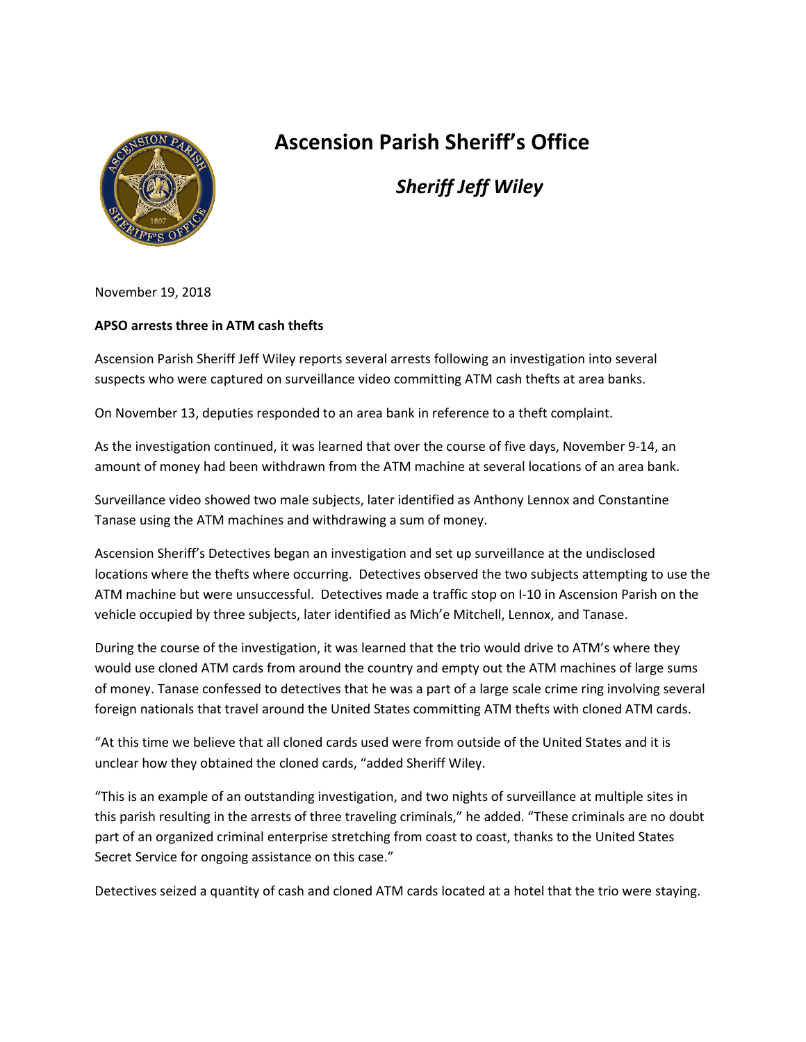# Ascension Parish Sheriff's Office

## *Sheriff Jeff Wiley*

November 19, 2018

**APSO arrests three in ATM cash thefts**

Ascension Parish Sheriff Jeff Wiley reports several arrests following an investigation into several suspects who were captured on surveillance video committing ATM cash thefts at area banks.

On November 13, deputies responded to an area bank in reference to a theft complaint.

As the investigation continued, it was learned that over the course of five days, November 9-14, an amount of money had been withdrawn from the ATM machine at several locations of an area bank.

Surveillance video showed two male subjects, later identified as Anthony Lennox and Constantine Tanase using the ATM machines and withdrawing a sum of money.

Ascension Sheriff's Detectives began an investigation and set up surveillance at the undisclosed locations where the thefts where occurring. Detectives observed the two subjects attempting to use the ATM machine but were unsuccessful. Detectives made a traffic stop on I-10 in Ascension Parish on the vehicle occupied by three subjects, later identified as Mich'e Mitchell, Lennox, and Tanase.

During the course of the investigation, it was learned that the trio would drive to ATM's where they would use cloned ATM cards from around the country and empty out the ATM machines of large sums of money. Tanase confessed to detectives that he was a part of a large scale crime ring involving several foreign nationals that travel around the United States committing ATM thefts with cloned ATM cards.

"At this time we believe that all cloned cards used were from outside of the United States and it is unclear how they obtained the cloned cards, "added Sheriff Wiley.

"This is an example of an outstanding investigation, and two nights of surveillance at multiple sites in this parish resulting in the arrests of three traveling criminals," he added. "These criminals are no doubt part of an organized criminal enterprise stretching from coast to coast, thanks to the United States Secret Service for ongoing assistance on this case."

Detectives seized a quantity of cash and cloned ATM cards located at a hotel that the trio were staying.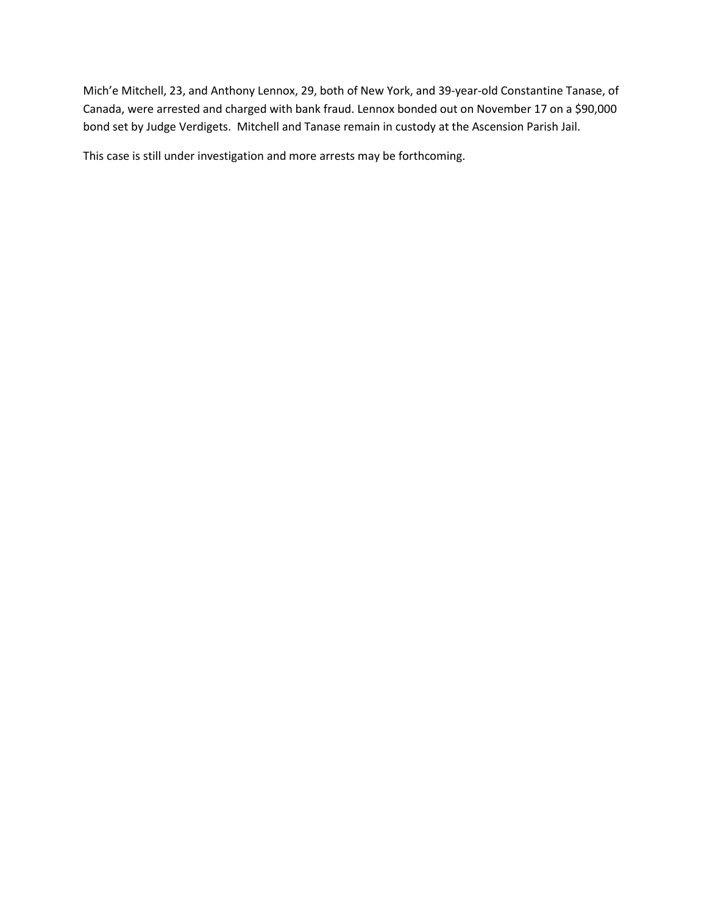Mich'e Mitchell, 23, and Anthony Lennox, 29, both of New York, and 39-year-old Constantine Tanase, of Canada, were arrested and charged with bank fraud. Lennox bonded out on November 17 on a $90,000 bond set by Judge Verdigets. Mitchell and Tanase remain in custody at the Ascension Parish Jail.

This case is still under investigation and more arrests may be forthcoming.